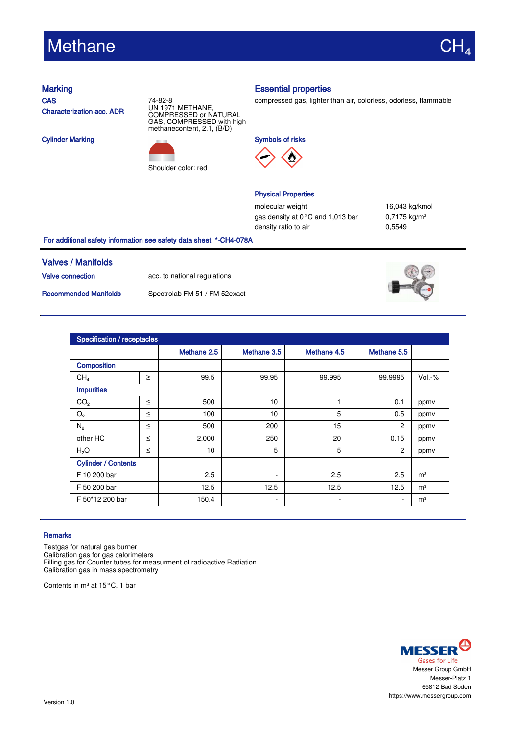# Methane $CH_4$

## Marking

**CAS** 74-82-8

**Characterization acc. ADR** UN 1971 METHANE, COMPRESSED or NATURAL GAS, COMPRESSED with high methanecontent, 2.1, (B/D)

**Cylinder Marking** Shoulder color: red

## Essential properties

compressed gas, lighter than air, colorless, odorless, flammable

**Symbols of risks**

**Physical Properties**

| | |
|---|---|
| molecular weight | 16,043 kg/kmol |
| gas density at 0 °C and 1,013 bar | 0,7175 kg/m³ |
| density ratio to air | 0,5549 |

**For additional safety information see safety data sheet \*-CH4-078A**

## Valves / Manifolds

**Valve connection** acc. to national regulations

**Recommended Manifolds** Spectrolab FM 51 / FM 52exact

## Specification / receptacles

| | | Methane 2.5 | Methane 3.5 | Methane 4.5 | Methane 5.5 | |
|---|---|---|---|---|---|---|
| **Composition** | | | | | | |
| $CH_4$ | ≥ | 99.5 | 99.95 | 99.995 | 99.9995 | Vol.-% |
| **Impurities** | | | | | | |
| $CO_2$ | ≤ | 500 | 10 | 1 | 0.1 | ppmv |
| $O_2$ | ≤ | 100 | 10 | 5 | 0.5 | ppmv |
| $N_2$ | ≤ | 500 | 200 | 15 | 2 | ppmv |
| other HC | ≤ | 2,000 | 250 | 20 | 0.15 | ppmv |
| $H_2O$ | ≤ | 10 | 5 | 5 | 2 | ppmv |
| **Cylinder / Contents** | | | | | | |
| F 10 200 bar | | 2.5 | - | 2.5 | 2.5 | m³ |
| F 50 200 bar | | 12.5 | 12.5 | 12.5 | 12.5 | m³ |
| F 50\*12 200 bar | | 150.4 | - | - | - | m³ |

## Remarks

Testgas for natural gas burner
Calibration gas for gas calorimeters
Filling gas for Counter tubes for measurment of radioactive Radiation
Calibration gas in mass spectrometry

Contents in m³ at 15 °C, 1 bar

MESSER Gases for Life
Messer Group GmbH
Messer-Platz 1
65812 Bad Soden
https://www.messergroup.com

Version 1.0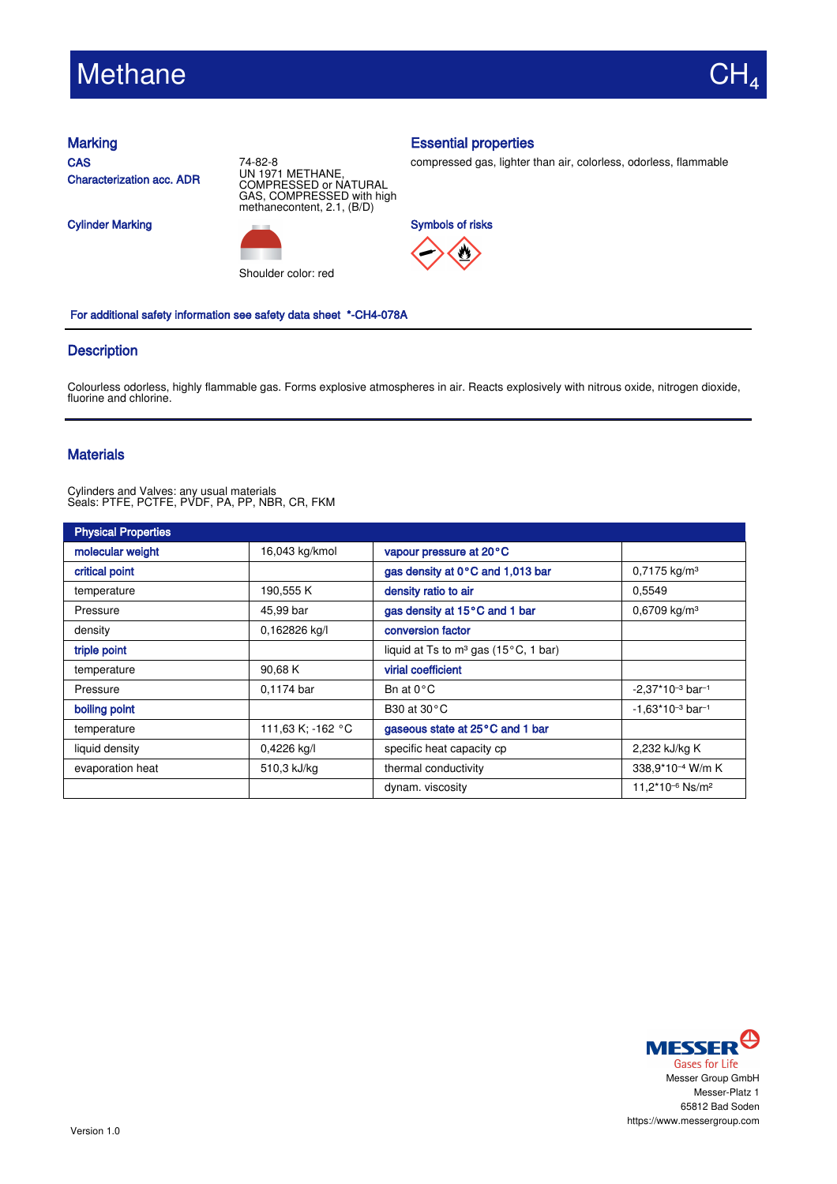# Methane $CH_4$

## Marking

**CAS** 74-82-8

**Characterization acc. ADR** UN 1971 METHANE, COMPRESSED or NATURAL GAS, COMPRESSED with high methanecontent, 2.1, (B/D)

**Cylinder Marking**

Shoulder color: red

## Essential properties

compressed gas, lighter than air, colorless, odorless, flammable

**Symbols of risks**

**For additional safety information see safety data sheet *-CH4-078A**

## Description

Colourless odorless, highly flammable gas. Forms explosive atmospheres in air. Reacts explosively with nitrous oxide, nitrogen dioxide, fluorine and chlorine.

## Materials

Cylinders and Valves: any usual materials
Seals: PTFE, PCTFE, PVDF, PA, PP, NBR, CR, FKM

| Physical Properties | | | |
|---|---|---|---|
| **molecular weight** | 16,043 kg/kmol | **vapour pressure at 20°C** | |
| **critical point** | | **gas density at 0°C and 1,013 bar** | 0,7175 kg/m³ |
| temperature | 190,555 K | **density ratio to air** | 0,5549 |
| Pressure | 45,99 bar | **gas density at 15°C and 1 bar** | 0,6709 kg/m³ |
| density | 0,162826 kg/l | **conversion factor** | |
| **triple point** | | liquid at Ts to m³ gas (15°C, 1 bar) | |
| temperature | 90,68 K | **virial coefficient** | |
| Pressure | 0,1174 bar | Bn at 0°C | $-2{,}37 \cdot 10^{-3}$ bar$^{-1}$ |
| **boiling point** | | B30 at 30°C | $-1{,}63 \cdot 10^{-3}$ bar$^{-1}$ |
| temperature | 111,63 K; -162 °C | **gaseous state at 25°C and 1 bar** | |
| liquid density | 0,4226 kg/l | specific heat capacity cp | 2,232 kJ/kg K |
| evaporation heat | 510,3 kJ/kg | thermal conductivity | $338{,}9 \cdot 10^{-4}$ W/m K |
| | | dynam. viscosity | $11{,}2 \cdot 10^{-6}$ Ns/m² |

MESSER Gases for Life
Messer Group GmbH
Messer-Platz 1
65812 Bad Soden
https://www.messergroup.com

Version 1.0